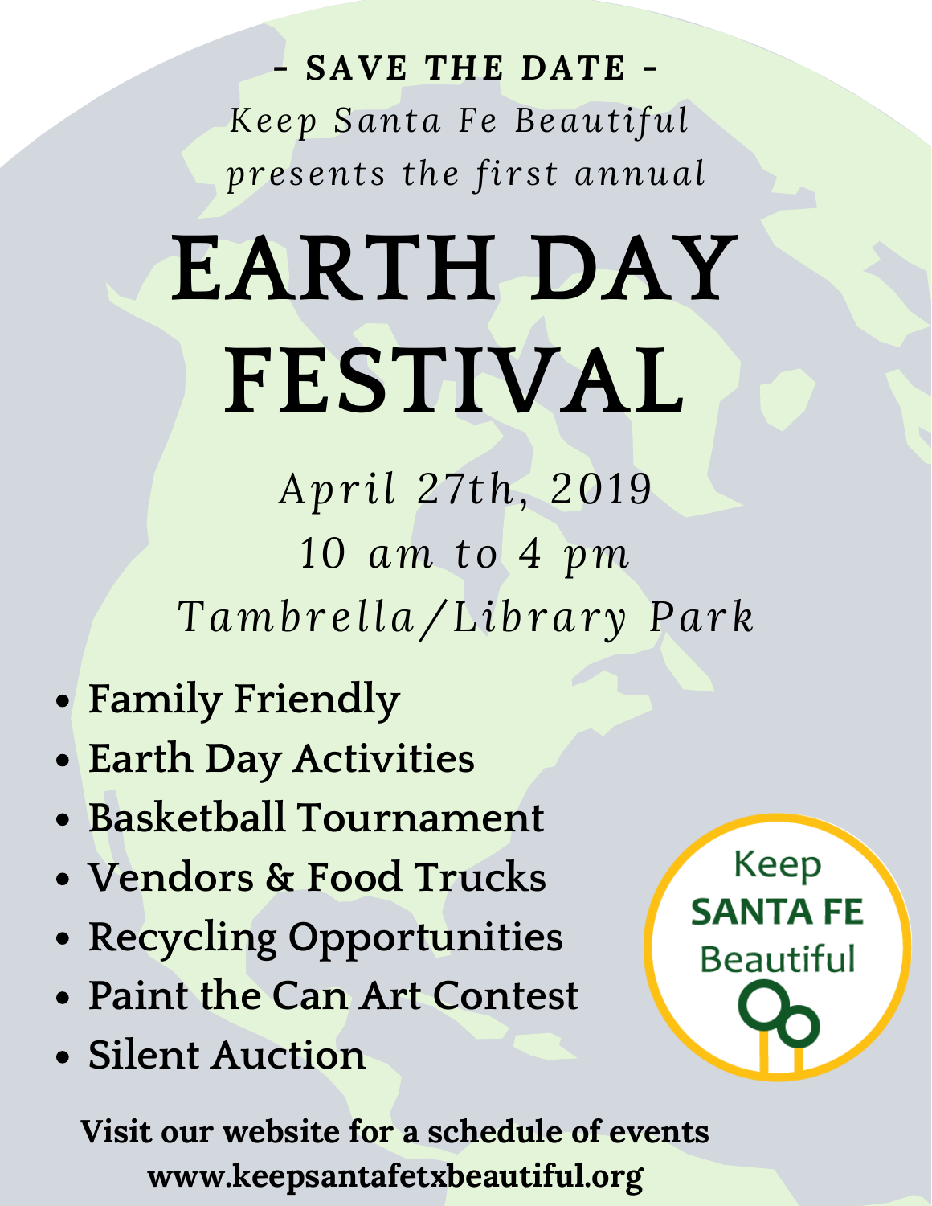**- SAVE THE DATE -**

*Keep Santa Fe Beautiful presents the first annual*

# EARTH DAY FESTIVAL

*April 27th, 2019*

*10 am to 4 pm*

*Tambrella/Library Park*

- **Family Friendly**
- **Earth Day Activities**
- **Basketball Tournament**
- **Vendors & Food Trucks**
- **Recycling Opportunities**
- **Paint the Can Art Contest**
- **Silent Auction**

Keep **SANTA FE** Beautiful

**Visit our website for a schedule of events**
**www.keepsantafetxbeautiful.org**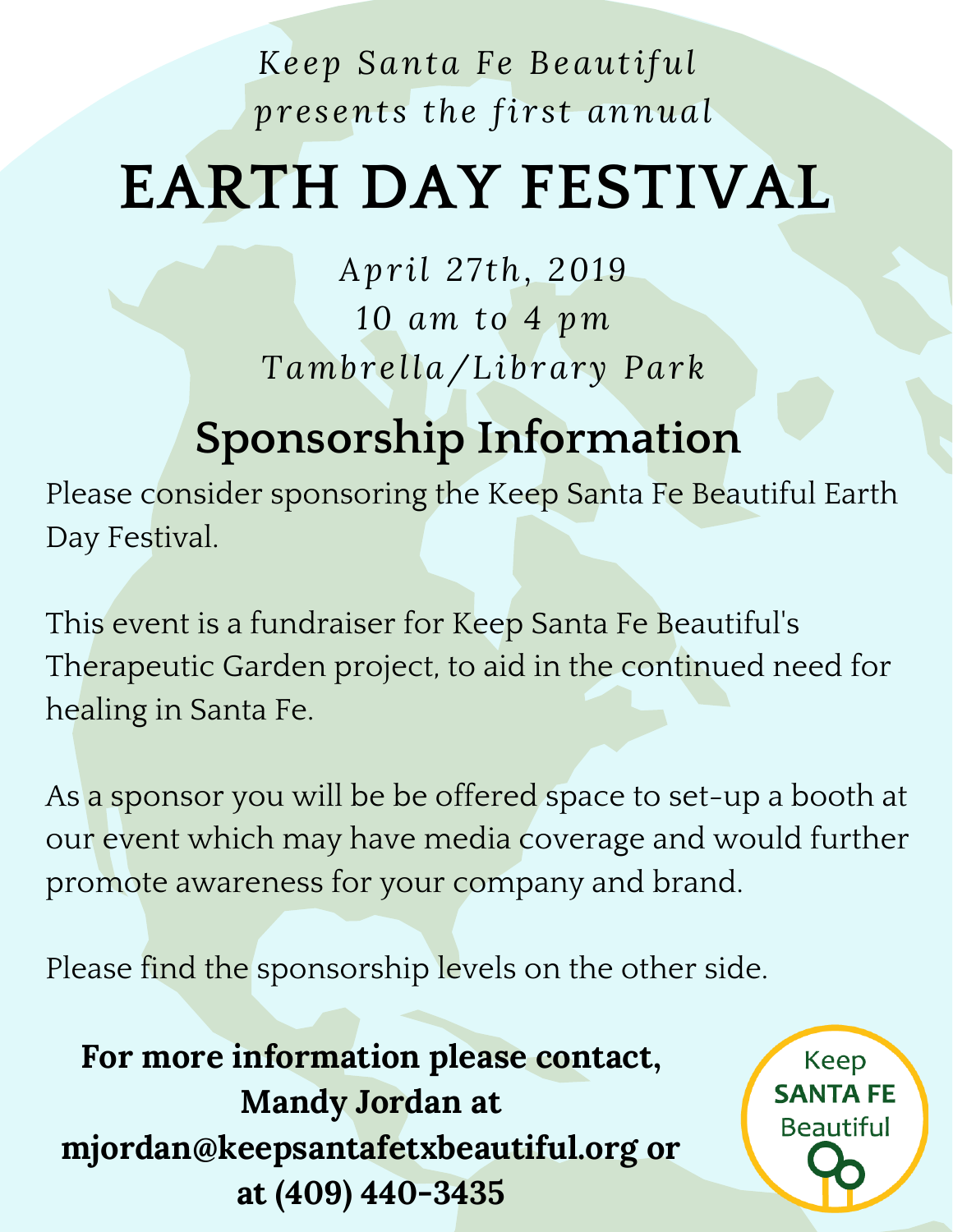*Keep Santa Fe Beautiful presents the first annual*

# EARTH DAY FESTIVAL

*April 27th, 2019*
*10 am to 4 pm*
*Tambrella/Library Park*

## Sponsorship Information

Please consider sponsoring the Keep Santa Fe Beautiful Earth Day Festival.

This event is a fundraiser for Keep Santa Fe Beautiful's Therapeutic Garden project, to aid in the continued need for healing in Santa Fe.

As a sponsor you will be be offered space to set-up a booth at our event which may have media coverage and would further promote awareness for your company and brand.

Please find the sponsorship levels on the other side.

**For more information please contact, Mandy Jordan at mjordan@keepsantafetxbeautiful.org or at (409) 440-3435**

Keep **SANTA FE** Beautiful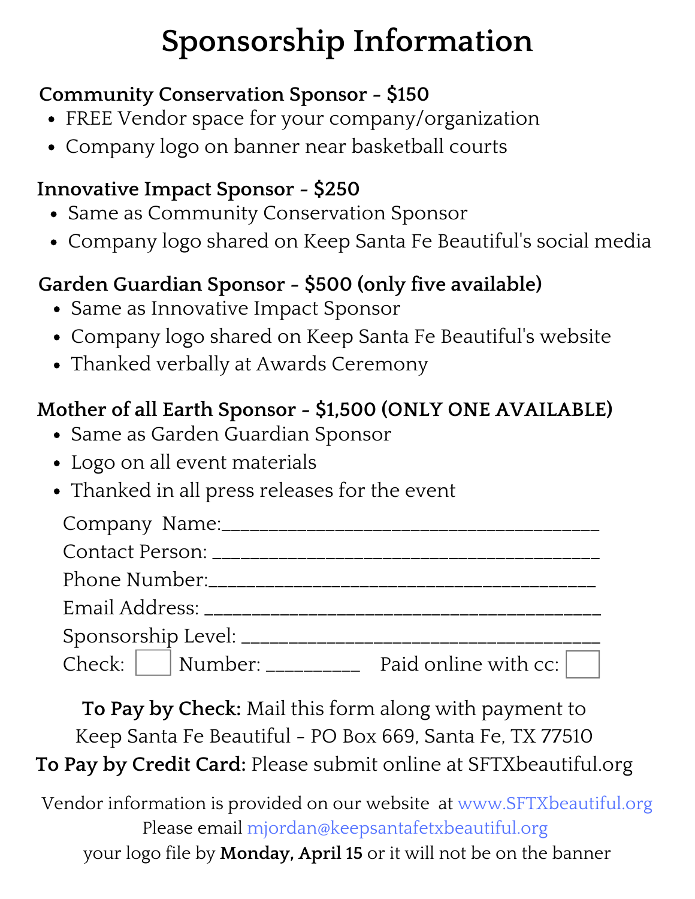# Sponsorship Information

**Community Conservation Sponsor - $150**

- FREE Vendor space for your company/organization
- Company logo on banner near basketball courts

**Innovative Impact Sponsor - $250**

- Same as Community Conservation Sponsor
- Company logo shared on Keep Santa Fe Beautiful's social media

**Garden Guardian Sponsor - $500 (only five available)**

- Same as Innovative Impact Sponsor
- Company logo shared on Keep Santa Fe Beautiful's website
- Thanked verbally at Awards Ceremony

**Mother of all Earth Sponsor - $1,500 (ONLY ONE AVAILABLE)**

- Same as Garden Guardian Sponsor
- Logo on all event materials
- Thanked in all press releases for the event

Company Name:_______________________________________

Contact Person: _______________________________________

Phone Number:_______________________________________

Email Address: _______________________________________

Sponsorship Level: _____________________________________

Check: ☐ Number: _________ Paid online with cc: ☐

**To Pay by Check:** Mail this form along with payment to Keep Santa Fe Beautiful - PO Box 669, Santa Fe, TX 77510

**To Pay by Credit Card:** Please submit online at SFTXbeautiful.org

Vendor information is provided on our website at www.SFTXbeautiful.org

Please email mjordan@keepsantafetxbeautiful.org

your logo file by **Monday, April 15** or it will not be on the banner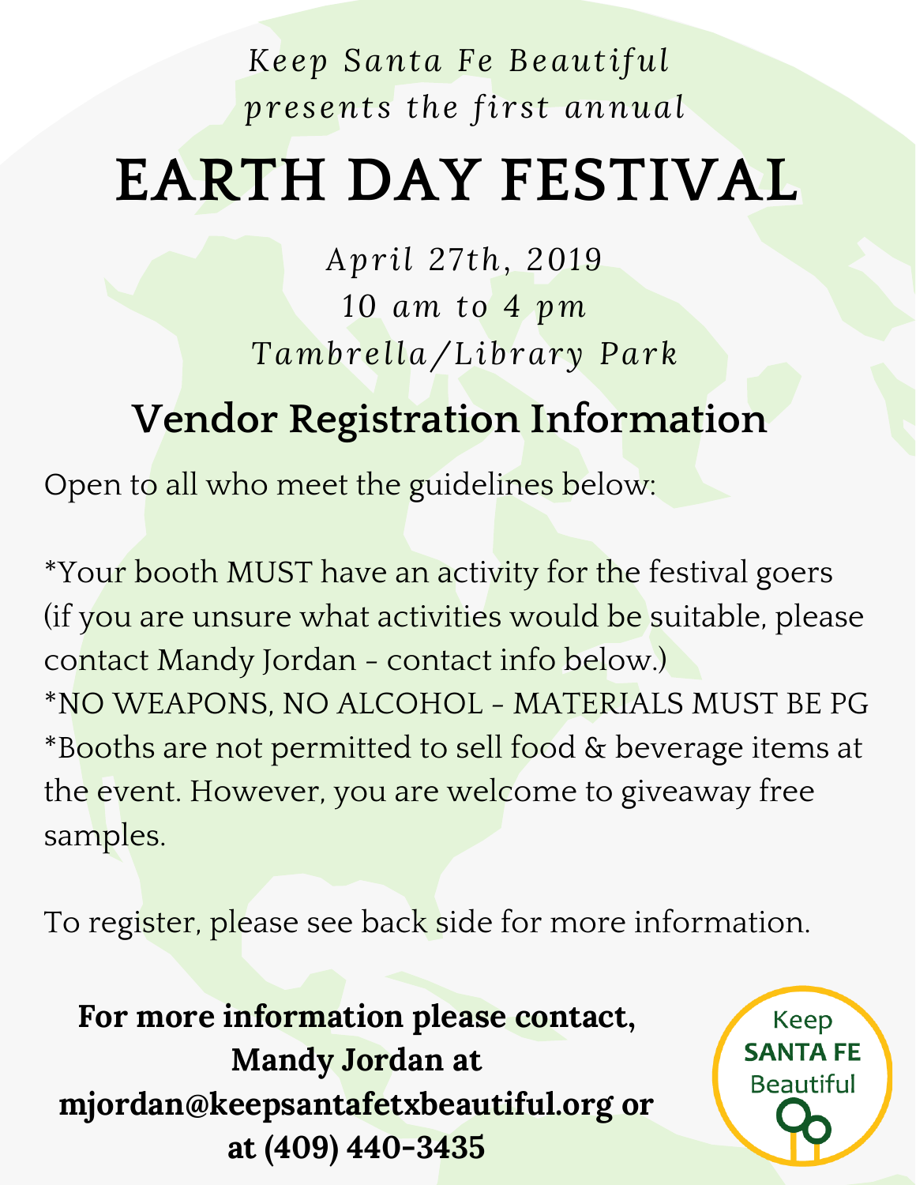*Keep Santa Fe Beautiful presents the first annual*

# EARTH DAY FESTIVAL

*April 27th, 2019*
*10 am to 4 pm*
*Tambrella/Library Park*

## Vendor Registration Information

Open to all who meet the guidelines below:

*Your booth MUST have an activity for the festival goers (if you are unsure what activities would be suitable, please contact Mandy Jordan - contact info below.)
*NO WEAPONS, NO ALCOHOL - MATERIALS MUST BE PG
*Booths are not permitted to sell food & beverage items at the event. However, you are welcome to giveaway free samples.

To register, please see back side for more information.

**For more information please contact, Mandy Jordan at mjordan@keepsantafetxbeautiful.org or at (409) 440-3435**

Keep **SANTA FE** Beautiful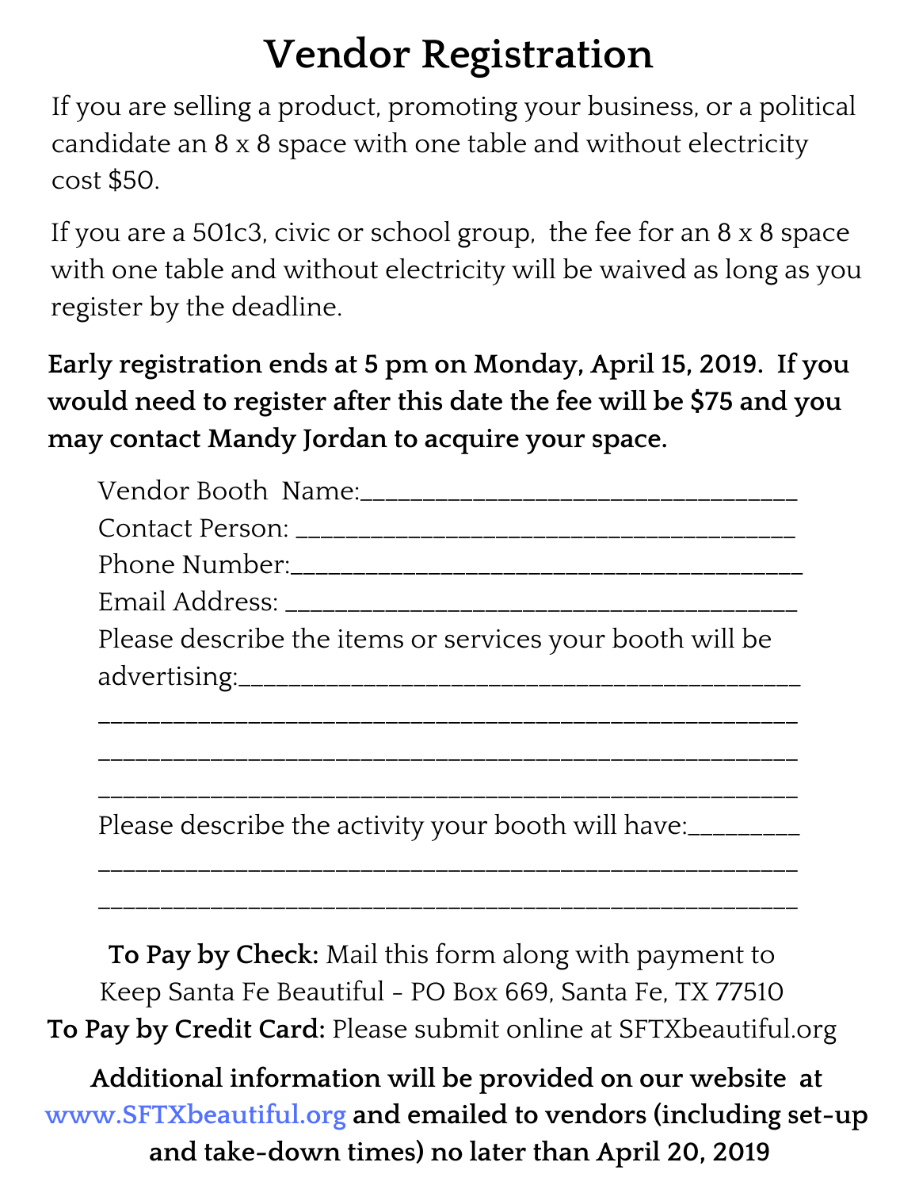# Vendor Registration

If you are selling a product, promoting your business, or a political candidate an 8 x 8 space with one table and without electricity cost $50.

If you are a 501c3, civic or school group, the fee for an 8 x 8 space with one table and without electricity will be waived as long as you register by the deadline.

**Early registration ends at 5 pm on Monday, April 15, 2019. If you would need to register after this date the fee will be $75 and you may contact Mandy Jordan to acquire your space.**

Vendor Booth Name:___________________________________
Contact Person: _______________________________________
Phone Number:_________________________________________
Email Address: ________________________________________
Please describe the items or services your booth will be advertising:____________________________________________
______________________________________________________
______________________________________________________
______________________________________________________
Please describe the activity your booth will have:_________
______________________________________________________
______________________________________________________

**To Pay by Check:** Mail this form along with payment to Keep Santa Fe Beautiful - PO Box 669, Santa Fe, TX 77510
**To Pay by Credit Card:** Please submit online at SFTXbeautiful.org

**Additional information will be provided on our website at www.SFTXbeautiful.org and emailed to vendors (including set-up and take-down times) no later than April 20, 2019**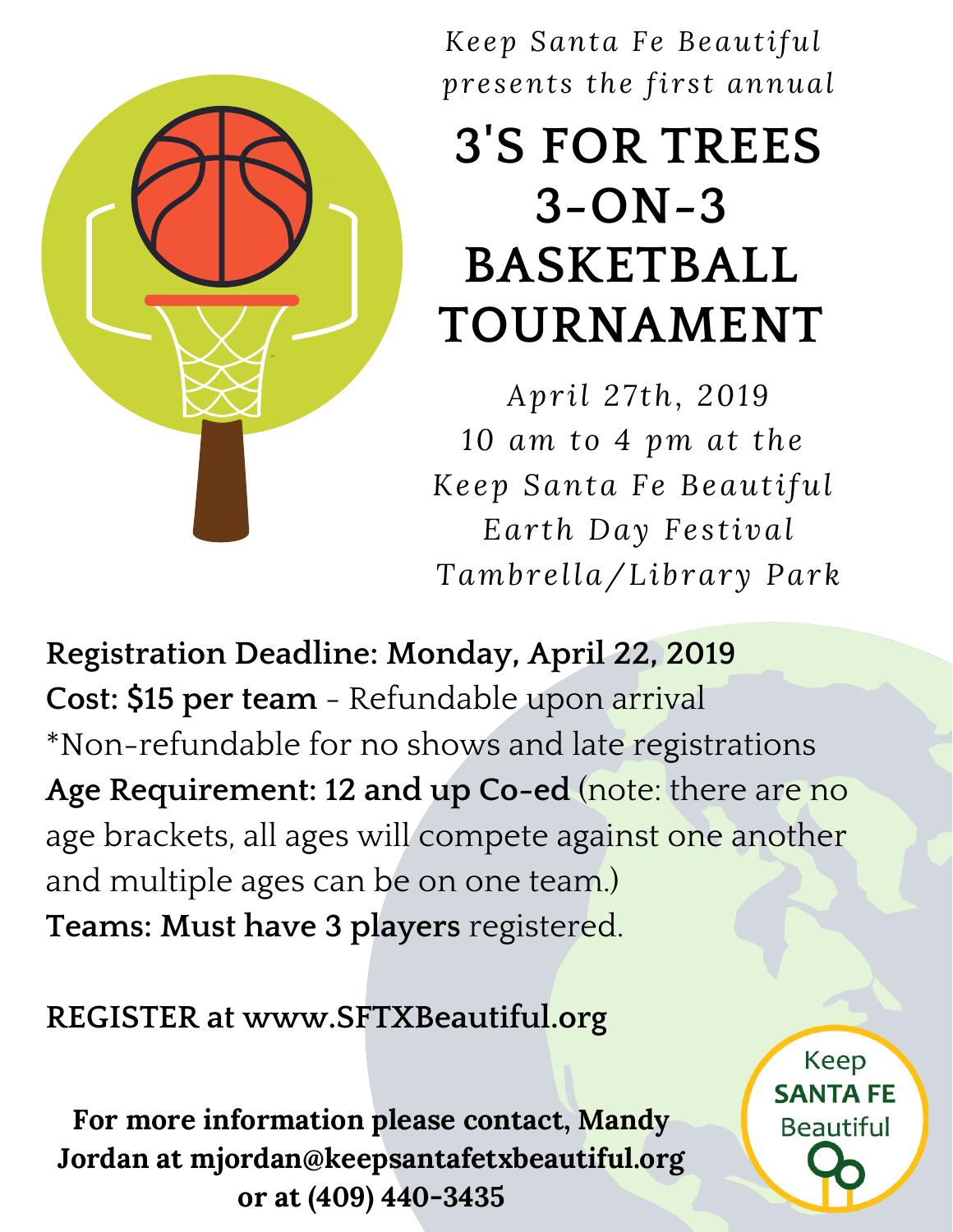*Keep Santa Fe Beautiful presents the first annual*

# 3'S FOR TREES 3-ON-3 BASKETBALL TOURNAMENT

*April 27th, 2019*
*10 am to 4 pm at the*
*Keep Santa Fe Beautiful*
*Earth Day Festival*
*Tambrella/Library Park*

**Registration Deadline: Monday, April 22, 2019**
**Cost: $15 per team** - Refundable upon arrival
*Non-refundable for no shows and late registrations
**Age Requirement: 12 and up Co-ed** (note: there are no age brackets, all ages will compete against one another and multiple ages can be on one team.)
**Teams: Must have 3 players** registered.

**REGISTER at www.SFTXBeautiful.org**

**For more information please contact, Mandy Jordan at mjordan@keepsantafetxbeautiful.org or at (409) 440-3435**

Keep **SANTA FE** Beautiful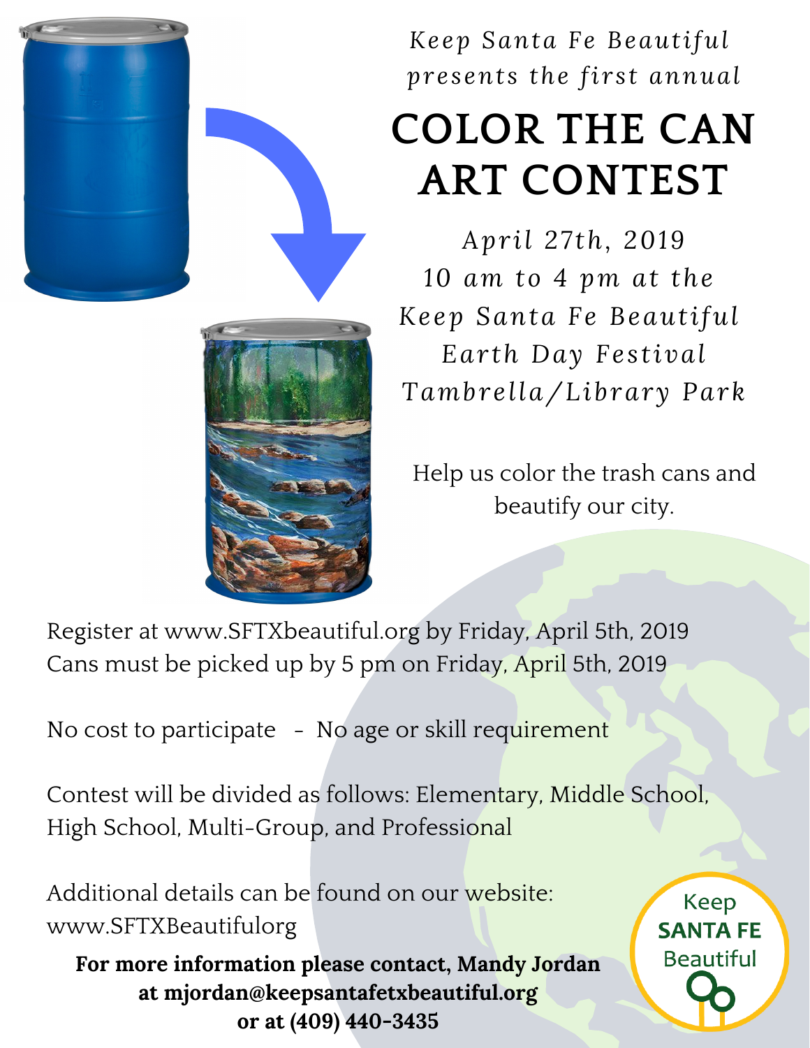*Keep Santa Fe Beautiful presents the first annual*

# COLOR THE CAN ART CONTEST

*April 27th, 2019*
*10 am to 4 pm at the*
*Keep Santa Fe Beautiful*
*Earth Day Festival*
*Tambrella/Library Park*

Help us color the trash cans and beautify our city.

Register at www.SFTXbeautiful.org by Friday, April 5th, 2019
Cans must be picked up by 5 pm on Friday, April 5th, 2019

No cost to participate - No age or skill requirement

Contest will be divided as follows: Elementary, Middle School, High School, Multi-Group, and Professional

Additional details can be found on our website:
www.SFTXBeautifulorg

**For more information please contact, Mandy Jordan at mjordan@keepsantafetxbeautiful.org or at (409) 440-3435**

Keep
**SANTA FE**
Beautiful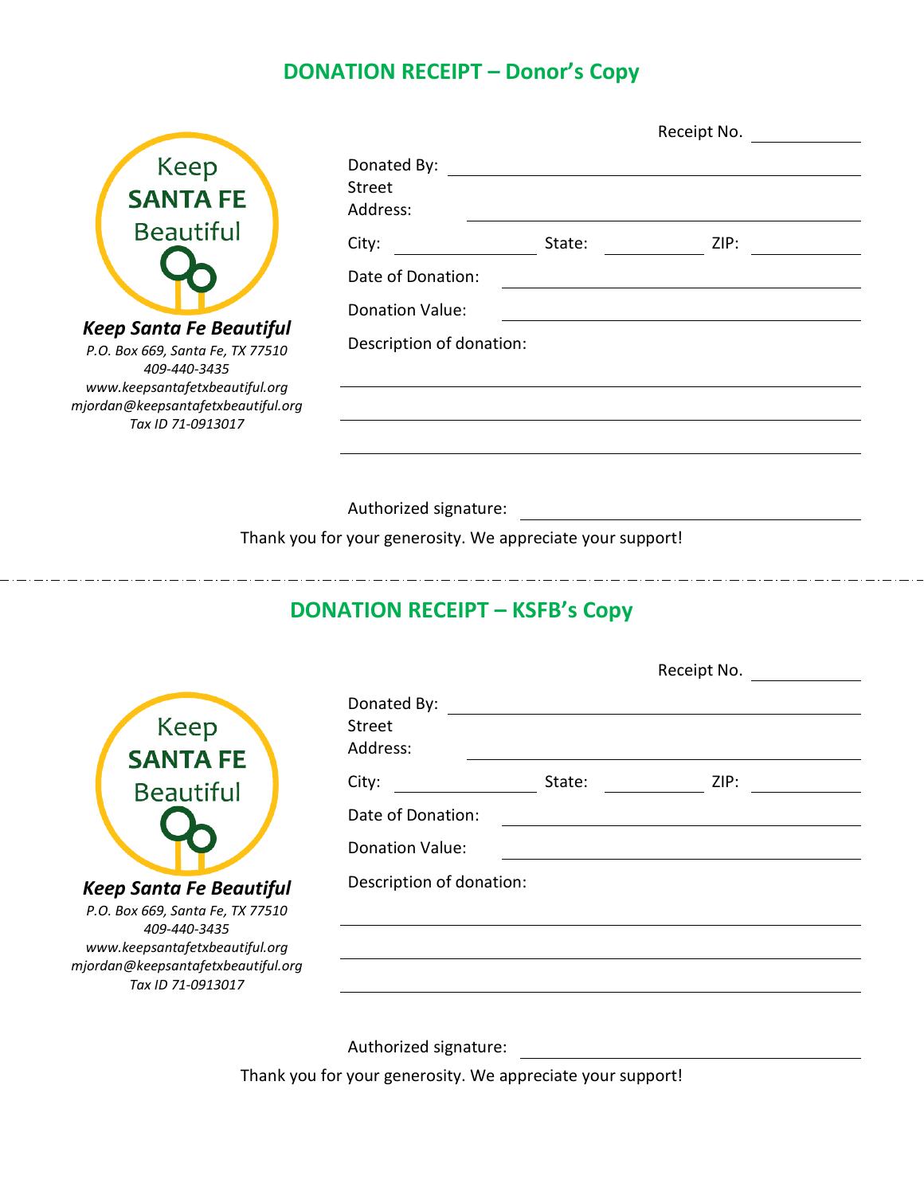## DONATION RECEIPT – Donor's Copy

Keep
SANTA FE
Beautiful

***Keep Santa Fe Beautiful***
*P.O. Box 669, Santa Fe, TX 77510*
*409-440-3435*
*www.keepsantafetxbeautiful.org*
*mjordan@keepsantafetxbeautiful.org*
*Tax ID 71-0913017*

Receipt No. ____________

Donated By: ________________________________

Street Address: ________________________________

City: ____________ State: ____________ ZIP: ____________

Date of Donation: ________________________________

Donation Value: ________________________________

Description of donation:

________________________________________________

________________________________________________

________________________________________________

Authorized signature: ________________________________

Thank you for your generosity. We appreciate your support!

---

## DONATION RECEIPT – KSFB's Copy

Keep
SANTA FE
Beautiful

***Keep Santa Fe Beautiful***
*P.O. Box 669, Santa Fe, TX 77510*
*409-440-3435*
*www.keepsantafetxbeautiful.org*
*mjordan@keepsantafetxbeautiful.org*
*Tax ID 71-0913017*

Receipt No. ____________

Donated By: ________________________________

Street Address: ________________________________

City: ____________ State: ____________ ZIP: ____________

Date of Donation: ________________________________

Donation Value: ________________________________

Description of donation:

________________________________________________

________________________________________________

________________________________________________

Authorized signature: ________________________________

Thank you for your generosity. We appreciate your support!